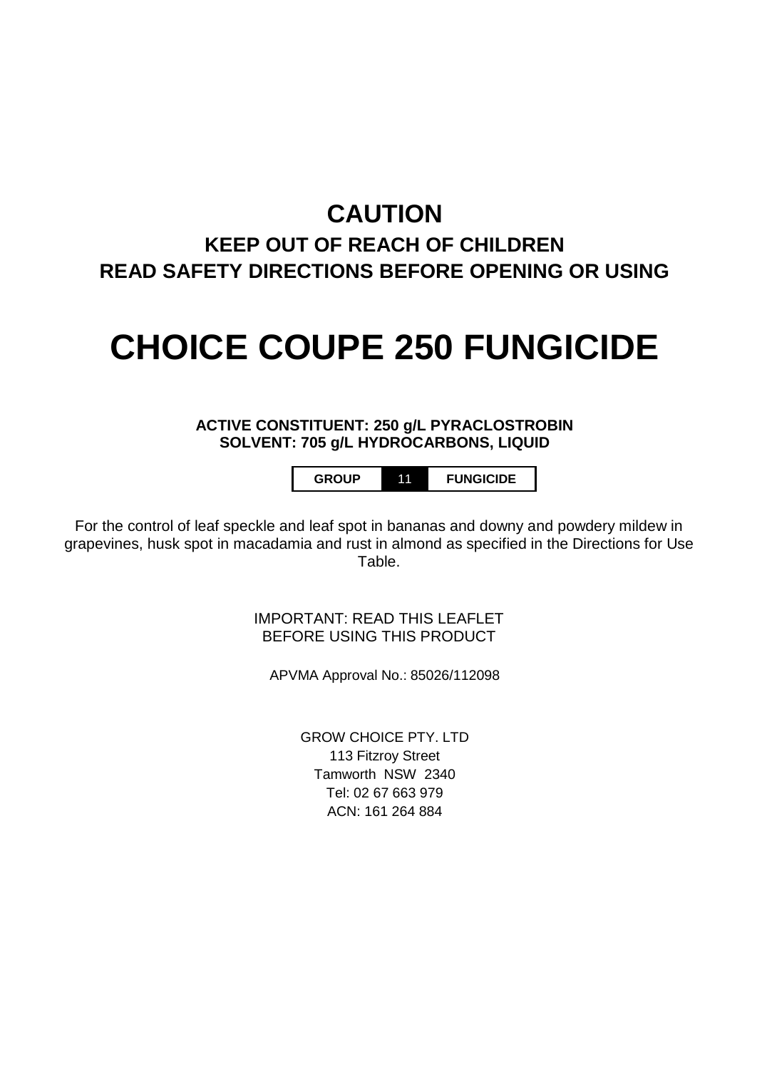# CAUTION

## KEEP OUT OF REACH OF CHILDREN

## READ SAFETY DIRECTIONS BEFORE OPENING OR USING

# CHOICE COUPE 250 FUNGICIDE

**ACTIVE CONSTITUENT: 250 g/L PYRACLOSTROBIN**
**SOLVENT: 705 g/L HYDROCARBONS, LIQUID**

| GROUP | 11 | FUNGICIDE |
| --- | --- | --- |

For the control of leaf speckle and leaf spot in bananas and downy and powdery mildew in grapevines, husk spot in macadamia and rust in almond as specified in the Directions for Use Table.

IMPORTANT: READ THIS LEAFLET
BEFORE USING THIS PRODUCT

APVMA Approval No.: 85026/112098

GROW CHOICE PTY. LTD
113 Fitzroy Street
Tamworth NSW 2340
Tel: 02 67 663 979
ACN: 161 264 884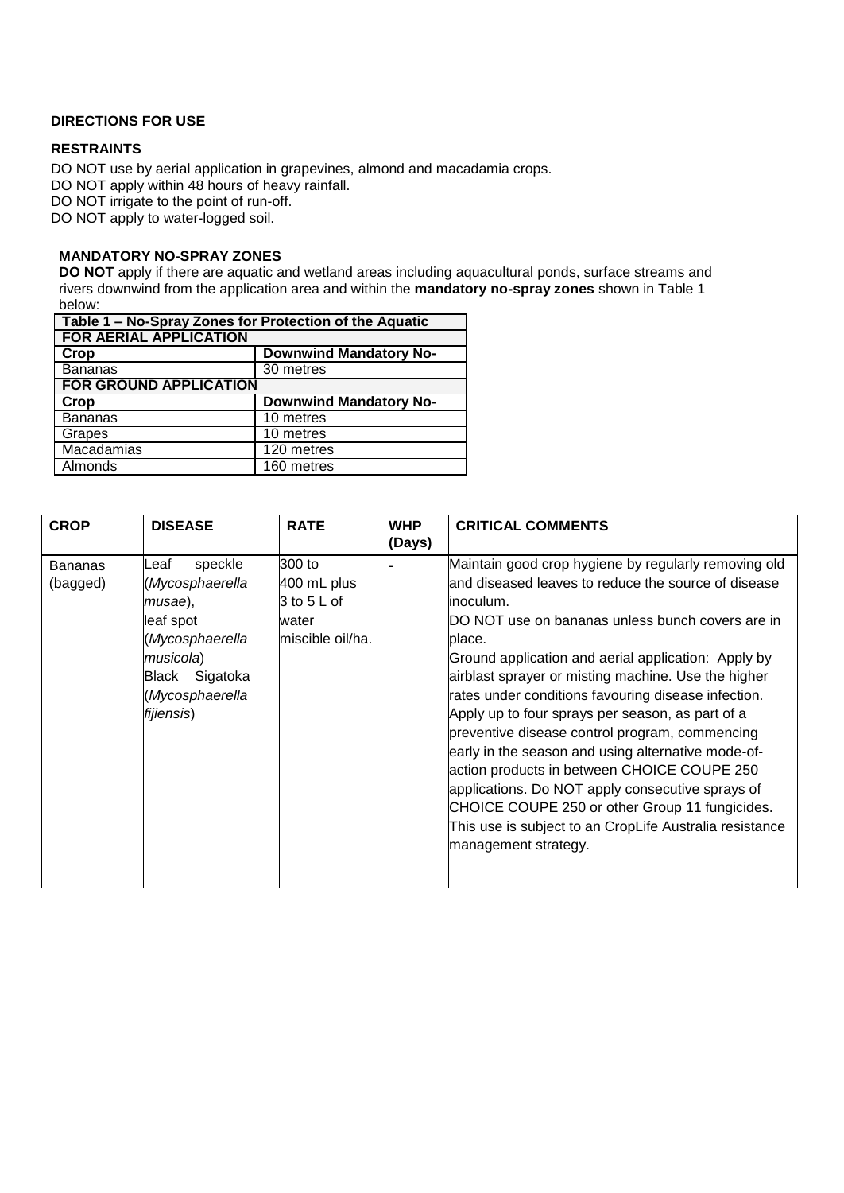**DIRECTIONS FOR USE**

**RESTRAINTS**

DO NOT use by aerial application in grapevines, almond and macadamia crops.
DO NOT apply within 48 hours of heavy rainfall.
DO NOT irrigate to the point of run-off.
DO NOT apply to water-logged soil.

**MANDATORY NO-SPRAY ZONES**

**DO NOT** apply if there are aquatic and wetland areas including aquacultural ponds, surface streams and rivers downwind from the application area and within the **mandatory no-spray zones** shown in Table 1 below:

| **Table 1 – No-Spray Zones for Protection of the Aquatic** | |
|---|---|
| **FOR AERIAL APPLICATION** | |
| **Crop** | **Downwind Mandatory No-** |
| Bananas | 30 metres |
| **FOR GROUND APPLICATION** | |
| **Crop** | **Downwind Mandatory No-** |
| Bananas | 10 metres |
| Grapes | 10 metres |
| Macadamias | 120 metres |
| Almonds | 160 metres |

| **CROP** | **DISEASE** | **RATE** | **WHP (Days)** | **CRITICAL COMMENTS** |
|---|---|---|---|---|
| Bananas (bagged) | Leaf speckle (*Mycosphaerella musae*), leaf spot (*Mycosphaerella musicola*) Black Sigatoka (*Mycosphaerella fijiensis*) | 300 to 400 mL plus 3 to 5 L of water miscible oil/ha. | - | Maintain good crop hygiene by regularly removing old and diseased leaves to reduce the source of disease inoculum.<br>DO NOT use on bananas unless bunch covers are in place.<br>Ground application and aerial application: Apply by airblast sprayer or misting machine. Use the higher rates under conditions favouring disease infection.<br>Apply up to four sprays per season, as part of a preventive disease control program, commencing early in the season and using alternative mode-of-action products in between CHOICE COUPE 250 applications. Do NOT apply consecutive sprays of CHOICE COUPE 250 or other Group 11 fungicides.<br>This use is subject to an CropLife Australia resistance management strategy. |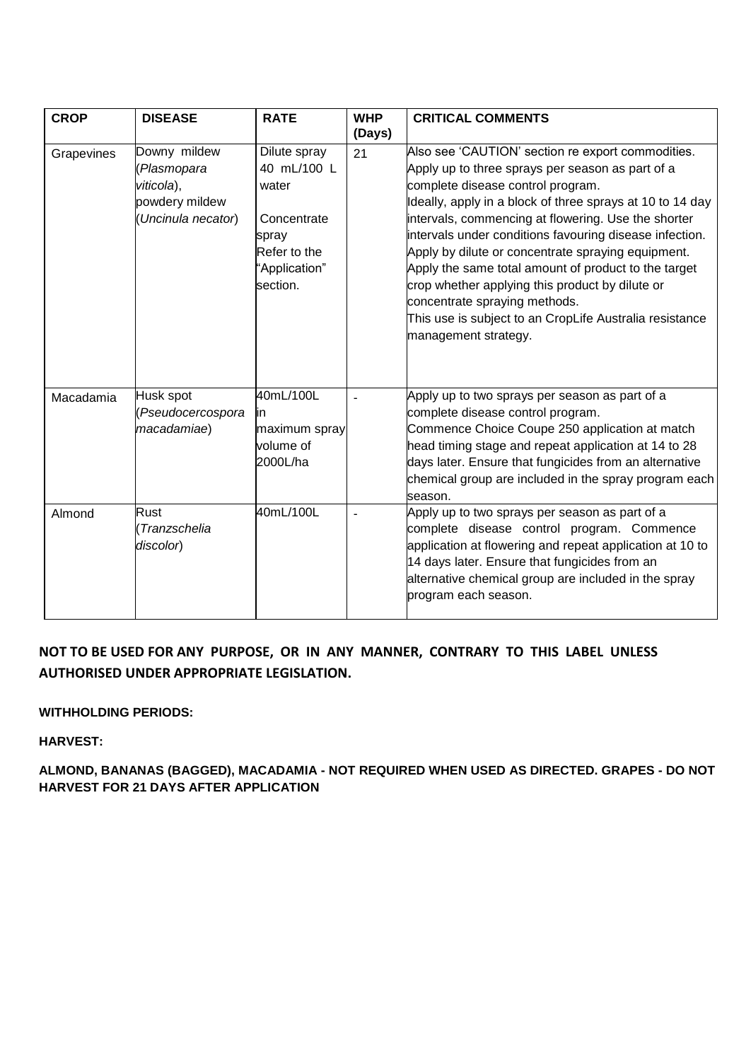| CROP | DISEASE | RATE | WHP (Days) | CRITICAL COMMENTS |
|---|---|---|---|---|
| Grapevines | Downy mildew (*Plasmopara viticola*), powdery mildew (*Uncinula necator*) | Dilute spray 40 mL/100 L water<br><br>Concentrate spray Refer to the "Application" section. | 21 | Also see 'CAUTION' section re export commodities. Apply up to three sprays per season as part of a complete disease control program. Ideally, apply in a block of three sprays at 10 to 14 day intervals, commencing at flowering. Use the shorter intervals under conditions favouring disease infection. Apply by dilute or concentrate spraying equipment. Apply the same total amount of product to the target crop whether applying this product by dilute or concentrate spraying methods. This use is subject to an CropLife Australia resistance management strategy. |
| Macadamia | Husk spot (*Pseudocercospora macadamiae*) | 40mL/100L in maximum spray volume of 2000L/ha | - | Apply up to two sprays per season as part of a complete disease control program. Commence Choice Coupe 250 application at match head timing stage and repeat application at 14 to 28 days later. Ensure that fungicides from an alternative chemical group are included in the spray program each season. |
| Almond | Rust (*Tranzschelia discolor*) | 40mL/100L | - | Apply up to two sprays per season as part of a complete disease control program. Commence application at flowering and repeat application at 10 to 14 days later. Ensure that fungicides from an alternative chemical group are included in the spray program each season. |

**NOT TO BE USED FOR ANY PURPOSE, OR IN ANY MANNER, CONTRARY TO THIS LABEL UNLESS AUTHORISED UNDER APPROPRIATE LEGISLATION.**

**WITHHOLDING PERIODS:**

**HARVEST:**

**ALMOND, BANANAS (BAGGED), MACADAMIA - NOT REQUIRED WHEN USED AS DIRECTED. GRAPES - DO NOT HARVEST FOR 21 DAYS AFTER APPLICATION**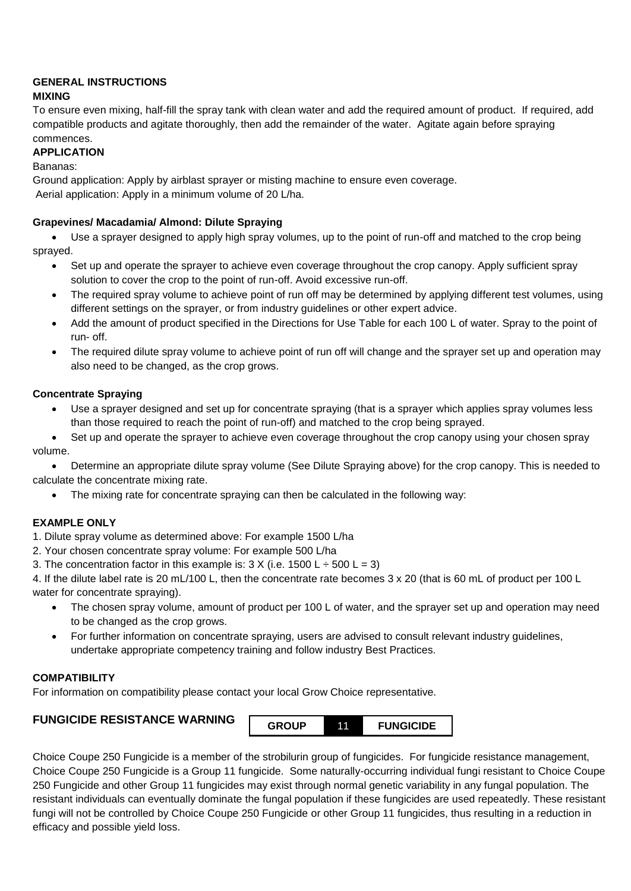**GENERAL INSTRUCTIONS**

**MIXING**

To ensure even mixing, half-fill the spray tank with clean water and add the required amount of product. If required, add compatible products and agitate thoroughly, then add the remainder of the water. Agitate again before spraying commences.

**APPLICATION**

Bananas:

Ground application: Apply by airblast sprayer or misting machine to ensure even coverage.

Aerial application: Apply in a minimum volume of 20 L/ha.

**Grapevines/ Macadamia/ Almond: Dilute Spraying**

- Use a sprayer designed to apply high spray volumes, up to the point of run-off and matched to the crop being sprayed.
- Set up and operate the sprayer to achieve even coverage throughout the crop canopy. Apply sufficient spray solution to cover the crop to the point of run-off. Avoid excessive run-off.
- The required spray volume to achieve point of run off may be determined by applying different test volumes, using different settings on the sprayer, or from industry guidelines or other expert advice.
- Add the amount of product specified in the Directions for Use Table for each 100 L of water. Spray to the point of run- off.
- The required dilute spray volume to achieve point of run off will change and the sprayer set up and operation may also need to be changed, as the crop grows.

**Concentrate Spraying**

- Use a sprayer designed and set up for concentrate spraying (that is a sprayer which applies spray volumes less than those required to reach the point of run-off) and matched to the crop being sprayed.
- Set up and operate the sprayer to achieve even coverage throughout the crop canopy using your chosen spray volume.
- Determine an appropriate dilute spray volume (See Dilute Spraying above) for the crop canopy. This is needed to calculate the concentrate mixing rate.
- The mixing rate for concentrate spraying can then be calculated in the following way:

**EXAMPLE ONLY**

1. Dilute spray volume as determined above: For example 1500 L/ha
2. Your chosen concentrate spray volume: For example 500 L/ha
3. The concentration factor in this example is: 3 X (i.e. 1500 L ÷ 500 L = 3)
4. If the dilute label rate is 20 mL/100 L, then the concentrate rate becomes 3 x 20 (that is 60 mL of product per 100 L water for concentrate spraying).

- The chosen spray volume, amount of product per 100 L of water, and the sprayer set up and operation may need to be changed as the crop grows.
- For further information on concentrate spraying, users are advised to consult relevant industry guidelines, undertake appropriate competency training and follow industry Best Practices.

**COMPATIBILITY**

For information on compatibility please contact your local Grow Choice representative.

**FUNGICIDE RESISTANCE WARNING**

| GROUP | 11 | FUNGICIDE |
|---|---|---|

Choice Coupe 250 Fungicide is a member of the strobilurin group of fungicides. For fungicide resistance management, Choice Coupe 250 Fungicide is a Group 11 fungicide. Some naturally-occurring individual fungi resistant to Choice Coupe 250 Fungicide and other Group 11 fungicides may exist through normal genetic variability in any fungal population. The resistant individuals can eventually dominate the fungal population if these fungicides are used repeatedly. These resistant fungi will not be controlled by Choice Coupe 250 Fungicide or other Group 11 fungicides, thus resulting in a reduction in efficacy and possible yield loss.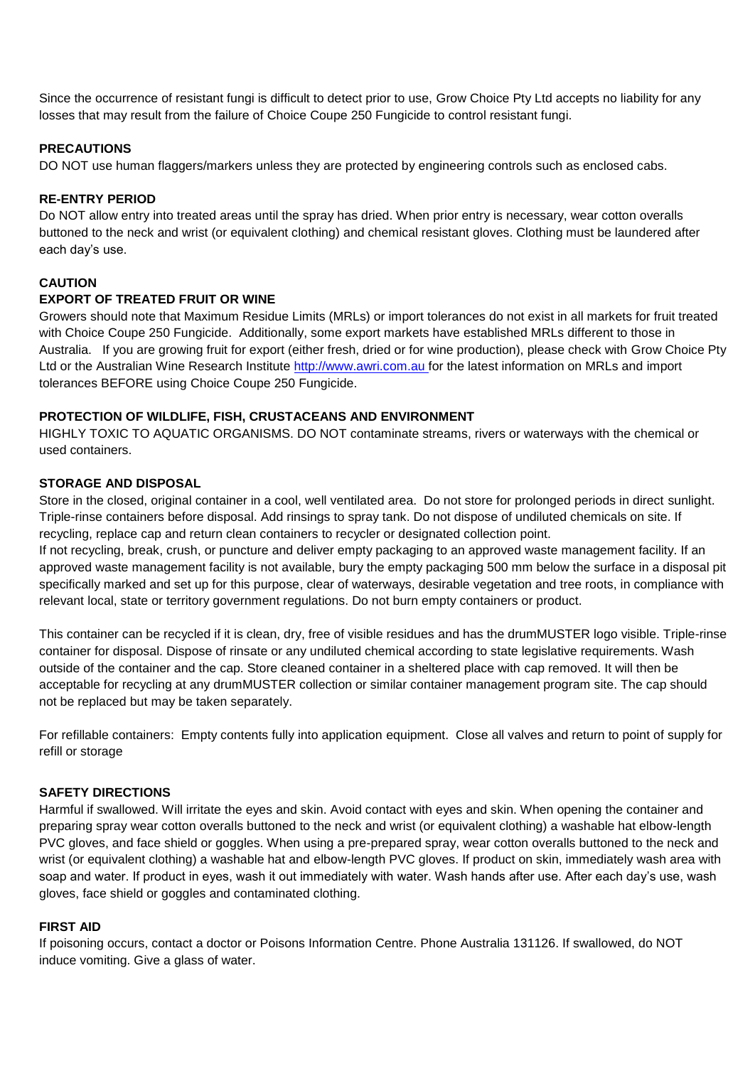Since the occurrence of resistant fungi is difficult to detect prior to use, Grow Choice Pty Ltd accepts no liability for any losses that may result from the failure of Choice Coupe 250 Fungicide to control resistant fungi.

**PRECAUTIONS**

DO NOT use human flaggers/markers unless they are protected by engineering controls such as enclosed cabs.

**RE-ENTRY PERIOD**

Do NOT allow entry into treated areas until the spray has dried. When prior entry is necessary, wear cotton overalls buttoned to the neck and wrist (or equivalent clothing) and chemical resistant gloves. Clothing must be laundered after each day's use.

**CAUTION**

**EXPORT OF TREATED FRUIT OR WINE**

Growers should note that Maximum Residue Limits (MRLs) or import tolerances do not exist in all markets for fruit treated with Choice Coupe 250 Fungicide. Additionally, some export markets have established MRLs different to those in Australia. If you are growing fruit for export (either fresh, dried or for wine production), please check with Grow Choice Pty Ltd or the Australian Wine Research Institute http://www.awri.com.au for the latest information on MRLs and import tolerances BEFORE using Choice Coupe 250 Fungicide.

**PROTECTION OF WILDLIFE, FISH, CRUSTACEANS AND ENVIRONMENT**

HIGHLY TOXIC TO AQUATIC ORGANISMS. DO NOT contaminate streams, rivers or waterways with the chemical or used containers.

**STORAGE AND DISPOSAL**

Store in the closed, original container in a cool, well ventilated area. Do not store for prolonged periods in direct sunlight. Triple-rinse containers before disposal. Add rinsings to spray tank. Do not dispose of undiluted chemicals on site. If recycling, replace cap and return clean containers to recycler or designated collection point.

If not recycling, break, crush, or puncture and deliver empty packaging to an approved waste management facility. If an approved waste management facility is not available, bury the empty packaging 500 mm below the surface in a disposal pit specifically marked and set up for this purpose, clear of waterways, desirable vegetation and tree roots, in compliance with relevant local, state or territory government regulations. Do not burn empty containers or product.

This container can be recycled if it is clean, dry, free of visible residues and has the drumMUSTER logo visible. Triple-rinse container for disposal. Dispose of rinsate or any undiluted chemical according to state legislative requirements. Wash outside of the container and the cap. Store cleaned container in a sheltered place with cap removed. It will then be acceptable for recycling at any drumMUSTER collection or similar container management program site. The cap should not be replaced but may be taken separately.

For refillable containers: Empty contents fully into application equipment. Close all valves and return to point of supply for refill or storage

**SAFETY DIRECTIONS**

Harmful if swallowed. Will irritate the eyes and skin. Avoid contact with eyes and skin. When opening the container and preparing spray wear cotton overalls buttoned to the neck and wrist (or equivalent clothing) a washable hat elbow-length PVC gloves, and face shield or goggles. When using a pre-prepared spray, wear cotton overalls buttoned to the neck and wrist (or equivalent clothing) a washable hat and elbow-length PVC gloves. If product on skin, immediately wash area with soap and water. If product in eyes, wash it out immediately with water. Wash hands after use. After each day's use, wash gloves, face shield or goggles and contaminated clothing.

**FIRST AID**

If poisoning occurs, contact a doctor or Poisons Information Centre. Phone Australia 131126. If swallowed, do NOT induce vomiting. Give a glass of water.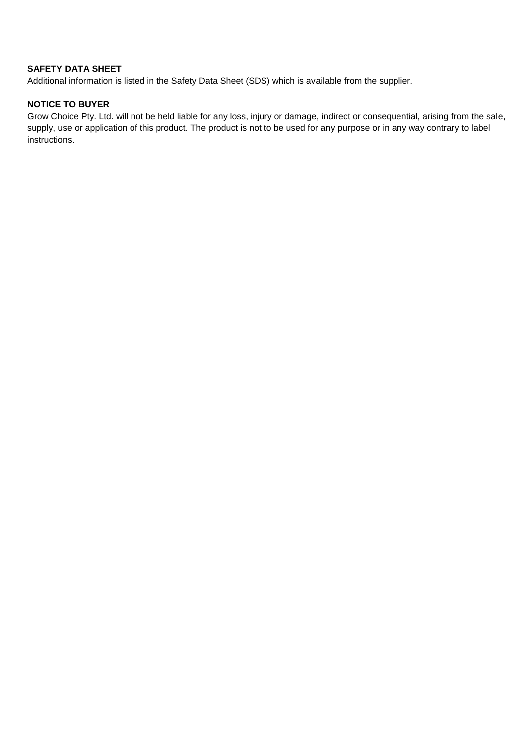**SAFETY DATA SHEET**

Additional information is listed in the Safety Data Sheet (SDS) which is available from the supplier.

**NOTICE TO BUYER**

Grow Choice Pty. Ltd. will not be held liable for any loss, injury or damage, indirect or consequential, arising from the sale, supply, use or application of this product. The product is not to be used for any purpose or in any way contrary to label instructions.